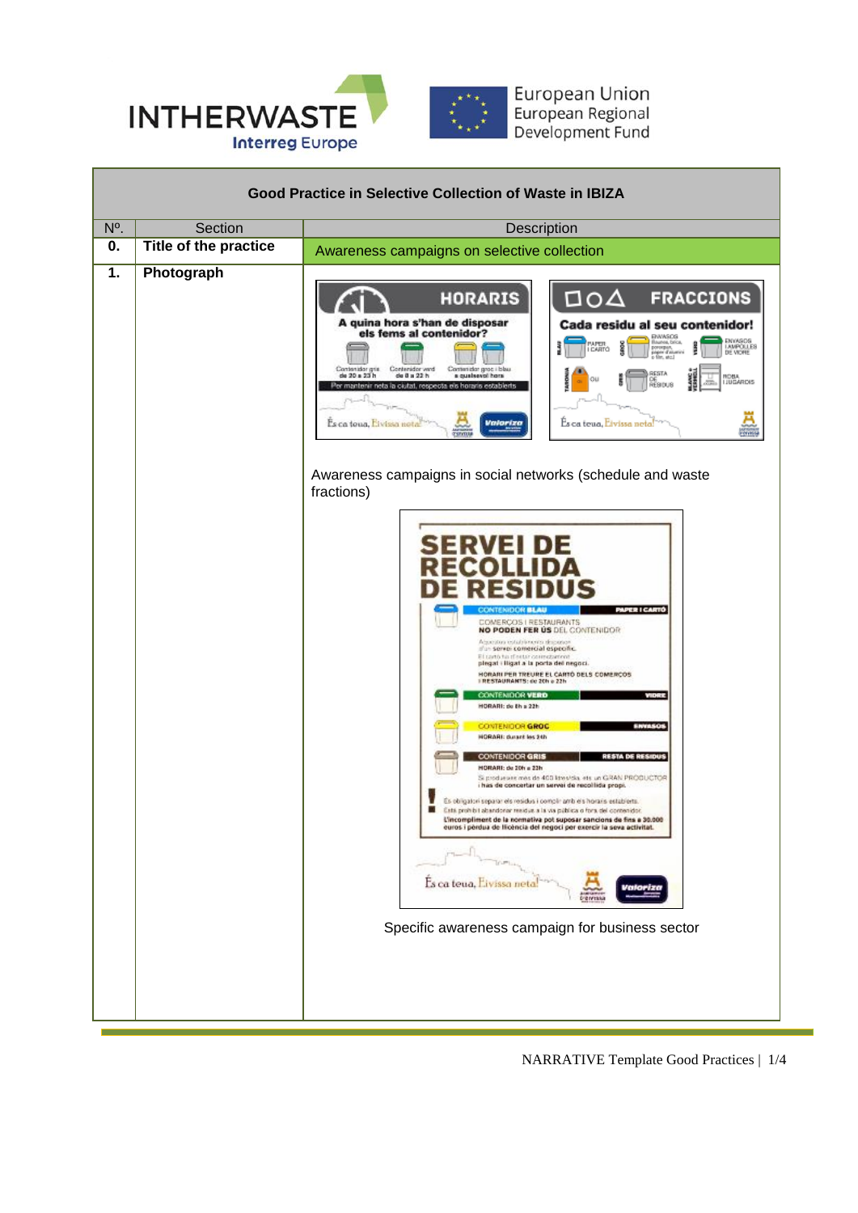| Good Practice in Selective Collection of Waste in IBIZA | | |
|---|---|---|
| Nº. | Section | Description |
| **0.** | **Title of the practice** | Awareness campaigns on selective collection |
| **1.** | **Photograph** | Awareness campaigns in social networks (schedule and waste fractions)<br><br>Specific awareness campaign for business sector |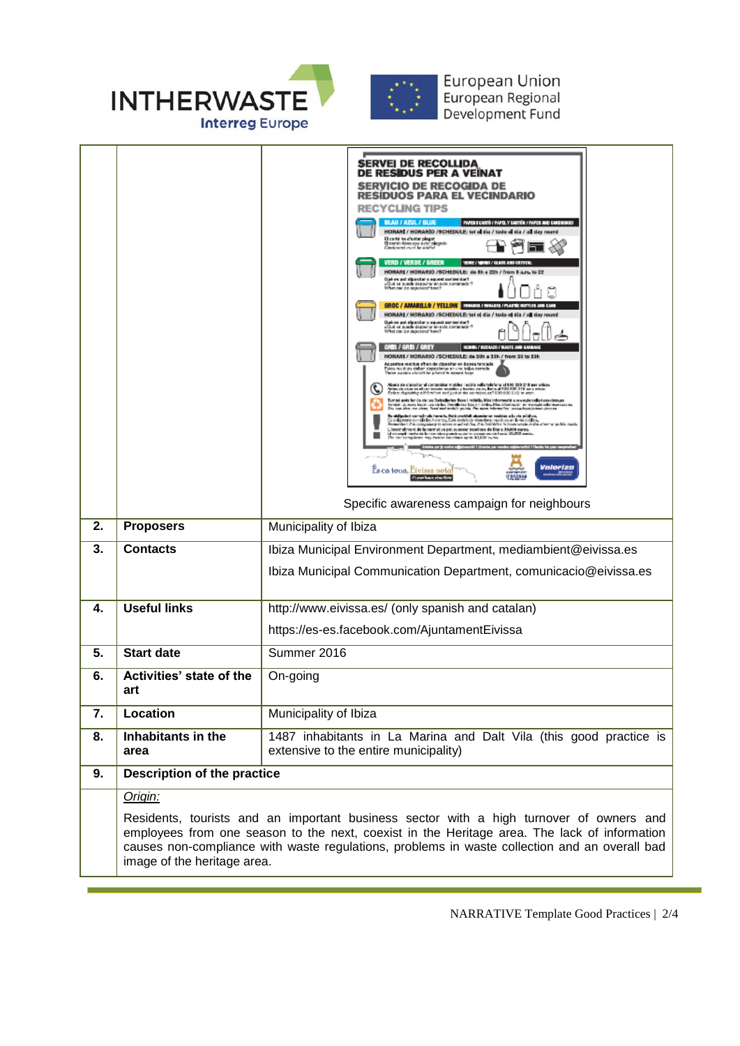| | | |
|---|---|---|
| | | Specific awareness campaign for neighbours |
| **2.** | **Proposers** | Municipality of Ibiza |
| **3.** | **Contacts** | Ibiza Municipal Environment Department, mediambient@eivissa.es<br>Ibiza Municipal Communication Department, comunicacio@eivissa.es |
| **4.** | **Useful links** | http://www.eivissa.es/ (only spanish and catalan)<br>https://es-es.facebook.com/AjuntamentEivissa |
| **5.** | **Start date** | Summer 2016 |
| **6.** | **Activities' state of the art** | On-going |
| **7.** | **Location** | Municipality of Ibiza |
| **8.** | **Inhabitants in the area** | 1487 inhabitants in La Marina and Dalt Vila (this good practice is extensive to the entire municipality) |
| **9.** | **Description of the practice** | |
| | *Origin:*<br>Residents, tourists and an important business sector with a high turnover of owners and employees from one season to the next, coexist in the Heritage area. The lack of information causes non-compliance with waste regulations, problems in waste collection and an overall bad image of the heritage area. | |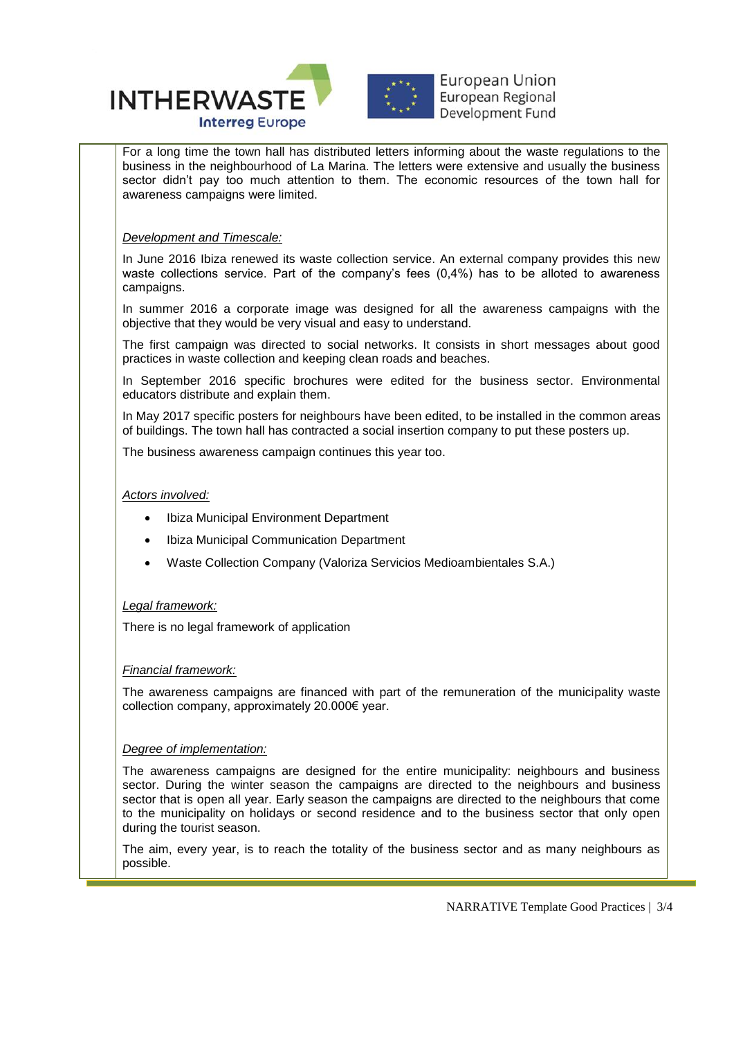For a long time the town hall has distributed letters informing about the waste regulations to the business in the neighbourhood of La Marina. The letters were extensive and usually the business sector didn't pay too much attention to them. The economic resources of the town hall for awareness campaigns were limited.

*Development and Timescale:*

In June 2016 Ibiza renewed its waste collection service. An external company provides this new waste collections service. Part of the company's fees (0,4%) has to be alloted to awareness campaigns.

In summer 2016 a corporate image was designed for all the awareness campaigns with the objective that they would be very visual and easy to understand.

The first campaign was directed to social networks. It consists in short messages about good practices in waste collection and keeping clean roads and beaches.

In September 2016 specific brochures were edited for the business sector. Environmental educators distribute and explain them.

In May 2017 specific posters for neighbours have been edited, to be installed in the common areas of buildings. The town hall has contracted a social insertion company to put these posters up.

The business awareness campaign continues this year too.

*Actors involved:*

- Ibiza Municipal Environment Department
- Ibiza Municipal Communication Department
- Waste Collection Company (Valoriza Servicios Medioambientales S.A.)

*Legal framework:*

There is no legal framework of application

*Financial framework:*

The awareness campaigns are financed with part of the remuneration of the municipality waste collection company, approximately 20.000€ year.

*Degree of implementation:*

The awareness campaigns are designed for the entire municipality: neighbours and business sector. During the winter season the campaigns are directed to the neighbours and business sector that is open all year. Early season the campaigns are directed to the neighbours that come to the municipality on holidays or second residence and to the business sector that only open during the tourist season.

The aim, every year, is to reach the totality of the business sector and as many neighbours as possible.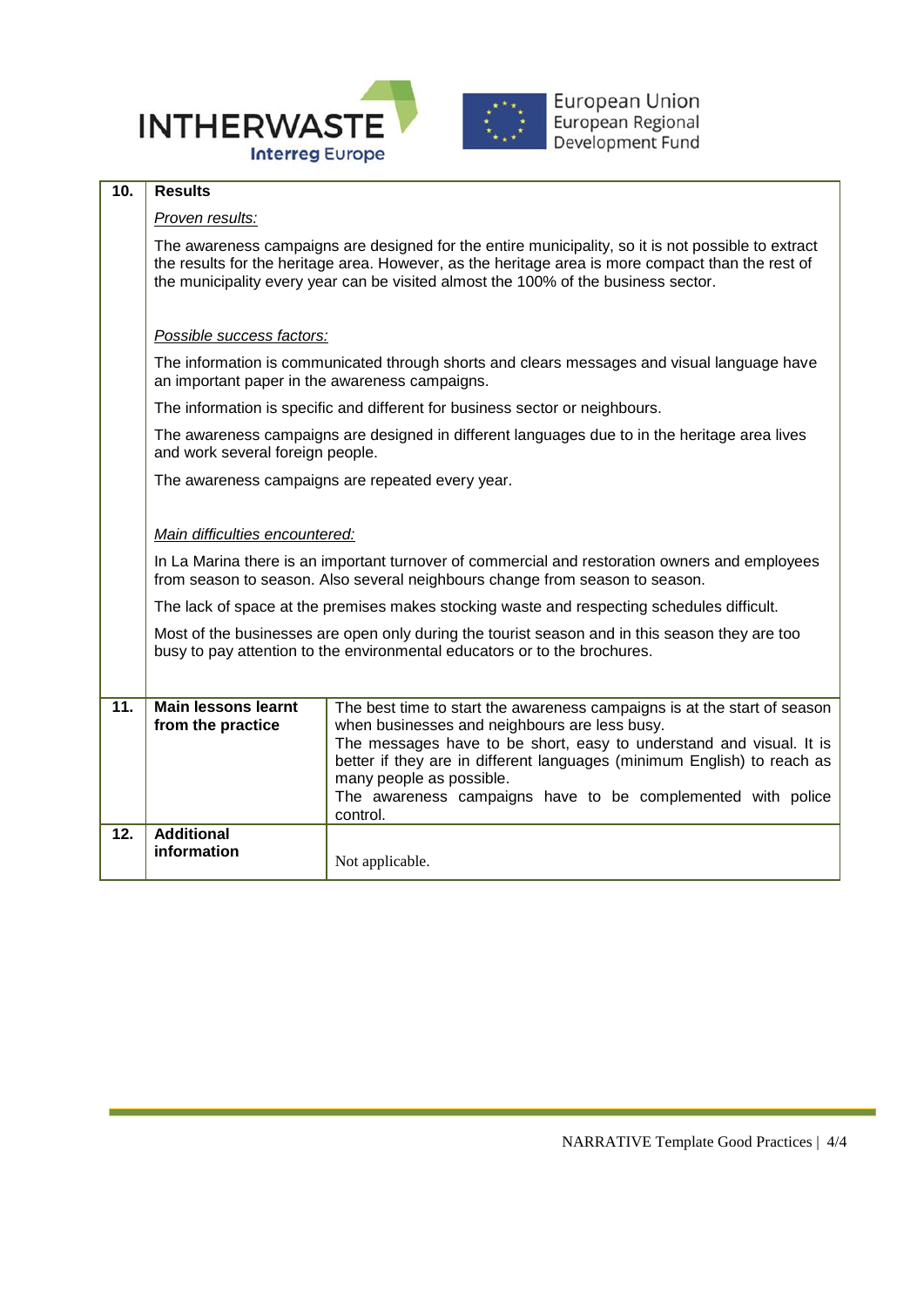| | | |
|---|---|---|
| **10.** | **Results** | |
| | *Proven results:*<br><br>The awareness campaigns are designed for the entire municipality, so it is not possible to extract the results for the heritage area. However, as the heritage area is more compact than the rest of the municipality every year can be visited almost the 100% of the business sector.<br><br>*Possible success factors:*<br><br>The information is communicated through shorts and clears messages and visual language have an important paper in the awareness campaigns.<br><br>The information is specific and different for business sector or neighbours.<br><br>The awareness campaigns are designed in different languages due to in the heritage area lives and work several foreign people.<br><br>The awareness campaigns are repeated every year.<br><br>*Main difficulties encountered:*<br><br>In La Marina there is an important turnover of commercial and restoration owners and employees from season to season. Also several neighbours change from season to season.<br><br>The lack of space at the premises makes stocking waste and respecting schedules difficult.<br><br>Most of the businesses are open only during the tourist season and in this season they are too busy to pay attention to the environmental educators or to the brochures. | |
| **11.** | **Main lessons learnt from the practice** | The best time to start the awareness campaigns is at the start of season when businesses and neighbours are less busy.<br>The messages have to be short, easy to understand and visual. It is better if they are in different languages (minimum English) to reach as many people as possible.<br>The awareness campaigns have to be complemented with police control. |
| **12.** | **Additional information** | Not applicable. |